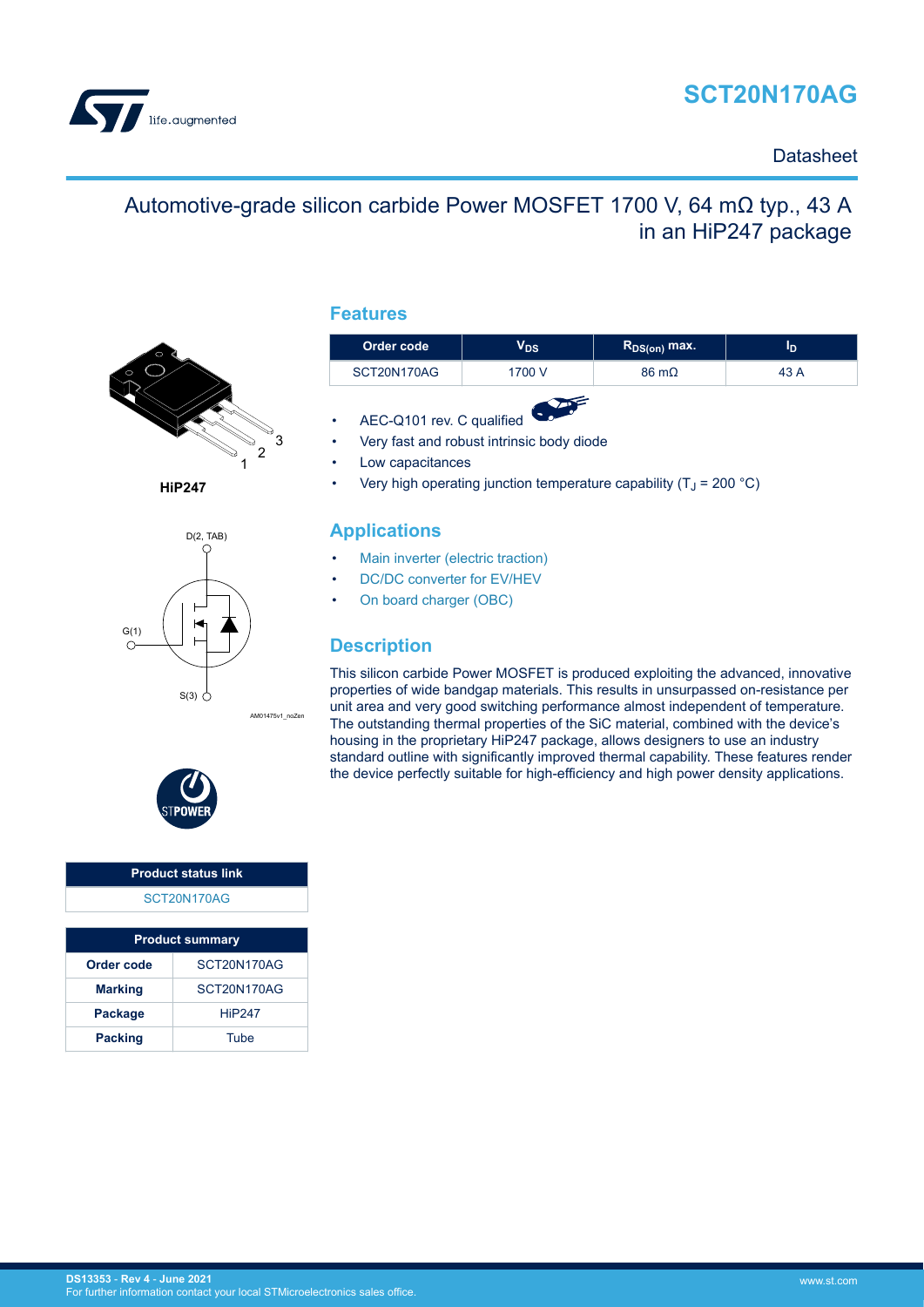# SCT20N170AG

Datasheet

## Automotive-grade silicon carbide Power MOSFET 1700 V, 64 mΩ typ., 43 A in an HiP247 package

HiP247

D(2, TAB)

G(1)

S(3)

AM01475v1_noZen

| Product status link |
|---|
| SCT20N170AG |

| Product summary | |
|---|---|
| **Order code** | SCT20N170AG |
| **Marking** | SCT20N170AG |
| **Package** | HiP247 |
| **Packing** | Tube |

## Features

| Order code | $V_{DS}$ | $R_{DS(on)}$ max. | $I_D$ |
|---|---|---|---|
| SCT20N170AG | 1700 V | 86 mΩ | 43 A |

- AEC-Q101 rev. C qualified
- Very fast and robust intrinsic body diode
- Low capacitances
- Very high operating junction temperature capability ($T_J$ = 200 °C)

## Applications

- Main inverter (electric traction)
- DC/DC converter for EV/HEV
- On board charger (OBC)

## Description

This silicon carbide Power MOSFET is produced exploiting the advanced, innovative properties of wide bandgap materials. This results in unsurpassed on-resistance per unit area and very good switching performance almost independent of temperature. The outstanding thermal properties of the SiC material, combined with the device's housing in the proprietary HiP247 package, allows designers to use an industry standard outline with significantly improved thermal capability. These features render the device perfectly suitable for high-efficiency and high power density applications.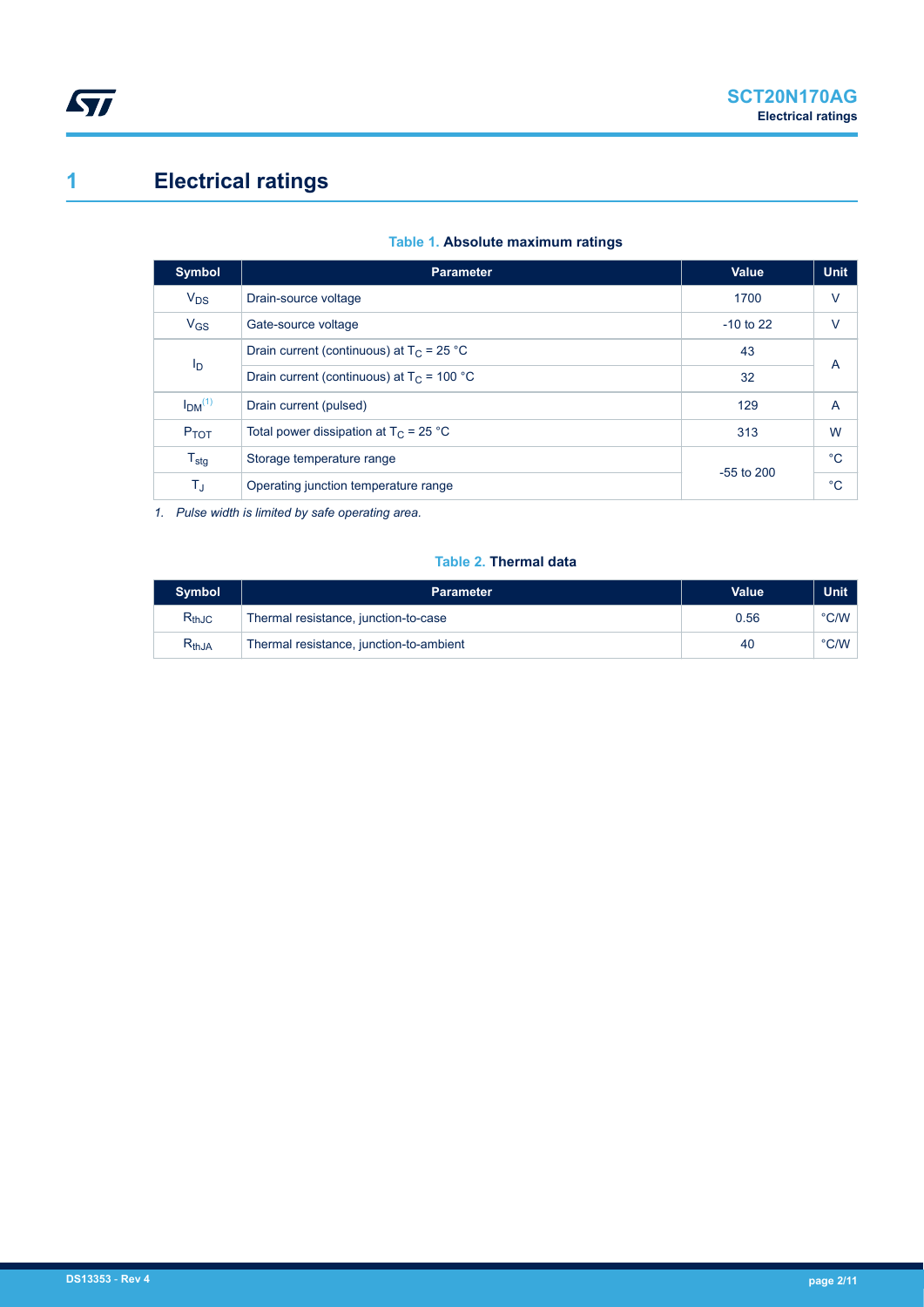# 1 Electrical ratings

**Table 1. Absolute maximum ratings**

| Symbol | Parameter | Value | Unit |
|---|---|---|---|
| $V_{DS}$ | Drain-source voltage | 1700 | V |
| $V_{GS}$ | Gate-source voltage | -10 to 22 | V |
| $I_D$ | Drain current (continuous) at $T_C$ = 25 °C | 43 | A |
| | Drain current (continuous) at $T_C$ = 100 °C | 32 | |
| $I_{DM}$ [(1)] | Drain current (pulsed) | 129 | A |
| $P_{TOT}$ | Total power dissipation at $T_C$ = 25 °C | 313 | W |
| $T_{stg}$ | Storage temperature range | -55 to 200 | °C |
| $T_J$ | Operating junction temperature range | | °C |

*1. Pulse width is limited by safe operating area.*

**Table 2. Thermal data**

| Symbol | Parameter | Value | Unit |
|---|---|---|---|
| $R_{thJC}$ | Thermal resistance, junction-to-case | 0.56 | °C/W |
| $R_{thJA}$ | Thermal resistance, junction-to-ambient | 40 | °C/W |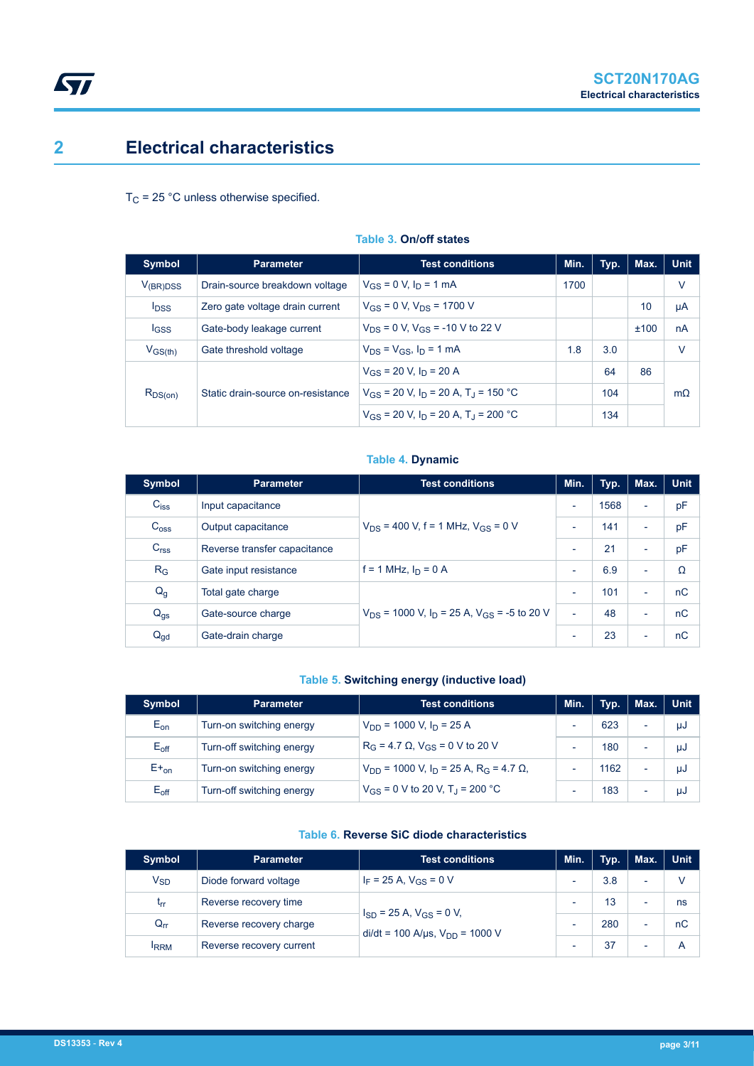## 2 Electrical characteristics

$T_C$ = 25 °C unless otherwise specified.

**Table 3. On/off states**

| Symbol | Parameter | Test conditions | Min. | Typ. | Max. | Unit |
|---|---|---|---|---|---|---|
| $V_{(BR)DSS}$ | Drain-source breakdown voltage | $V_{GS}$ = 0 V, $I_D$ = 1 mA | 1700 | | | V |
| $I_{DSS}$ | Zero gate voltage drain current | $V_{GS}$ = 0 V, $V_{DS}$ = 1700 V | | | 10 | µA |
| $I_{GSS}$ | Gate-body leakage current | $V_{DS}$ = 0 V, $V_{GS}$ = -10 V to 22 V | | | ±100 | nA |
| $V_{GS(th)}$ | Gate threshold voltage | $V_{DS}$ = $V_{GS}$, $I_D$ = 1 mA | 1.8 | 3.0 | | V |
| $R_{DS(on)}$ | Static drain-source on-resistance | $V_{GS}$ = 20 V, $I_D$ = 20 A | | 64 | 86 | mΩ |
| | | $V_{GS}$ = 20 V, $I_D$ = 20 A, $T_J$ = 150 °C | | 104 | | |
| | | $V_{GS}$ = 20 V, $I_D$ = 20 A, $T_J$ = 200 °C | | 134 | | |

**Table 4. Dynamic**

| Symbol | Parameter | Test conditions | Min. | Typ. | Max. | Unit |
|---|---|---|---|---|---|---|
| $C_{iss}$ | Input capacitance | $V_{DS}$ = 400 V, f = 1 MHz, $V_{GS}$ = 0 V | - | 1568 | - | pF |
| $C_{oss}$ | Output capacitance | | - | 141 | - | pF |
| $C_{rss}$ | Reverse transfer capacitance | | - | 21 | - | pF |
| $R_G$ | Gate input resistance | f = 1 MHz, $I_D$ = 0 A | - | 6.9 | - | Ω |
| $Q_g$ | Total gate charge | $V_{DS}$ = 1000 V, $I_D$ = 25 A, $V_{GS}$ = -5 to 20 V | - | 101 | - | nC |
| $Q_{gs}$ | Gate-source charge | | - | 48 | - | nC |
| $Q_{gd}$ | Gate-drain charge | | - | 23 | - | nC |

**Table 5. Switching energy (inductive load)**

| Symbol | Parameter | Test conditions | Min. | Typ. | Max. | Unit |
|---|---|---|---|---|---|---|
| $E_{on}$ | Turn-on switching energy | $V_{DD}$ = 1000 V, $I_D$ = 25 A | - | 623 | - | µJ |
| $E_{off}$ | Turn-off switching energy | $R_G$ = 4.7 Ω, $V_{GS}$ = 0 V to 20 V | - | 180 | - | µJ |
| $E+_{on}$ | Turn-on switching energy | $V_{DD}$ = 1000 V, $I_D$ = 25 A, $R_G$ = 4.7 Ω, | - | 1162 | - | µJ |
| $E_{off}$ | Turn-off switching energy | $V_{GS}$ = 0 V to 20 V, $T_J$ = 200 °C | - | 183 | - | µJ |

**Table 6. Reverse SiC diode characteristics**

| Symbol | Parameter | Test conditions | Min. | Typ. | Max. | Unit |
|---|---|---|---|---|---|---|
| $V_{SD}$ | Diode forward voltage | $I_F$ = 25 A, $V_{GS}$ = 0 V | - | 3.8 | - | V |
| $t_{rr}$ | Reverse recovery time | $I_{SD}$ = 25 A, $V_{GS}$ = 0 V, di/dt = 100 A/µs, $V_{DD}$ = 1000 V | - | 13 | - | ns |
| $Q_{rr}$ | Reverse recovery charge | | - | 280 | - | nC |
| $I_{RRM}$ | Reverse recovery current | | - | 37 | - | A |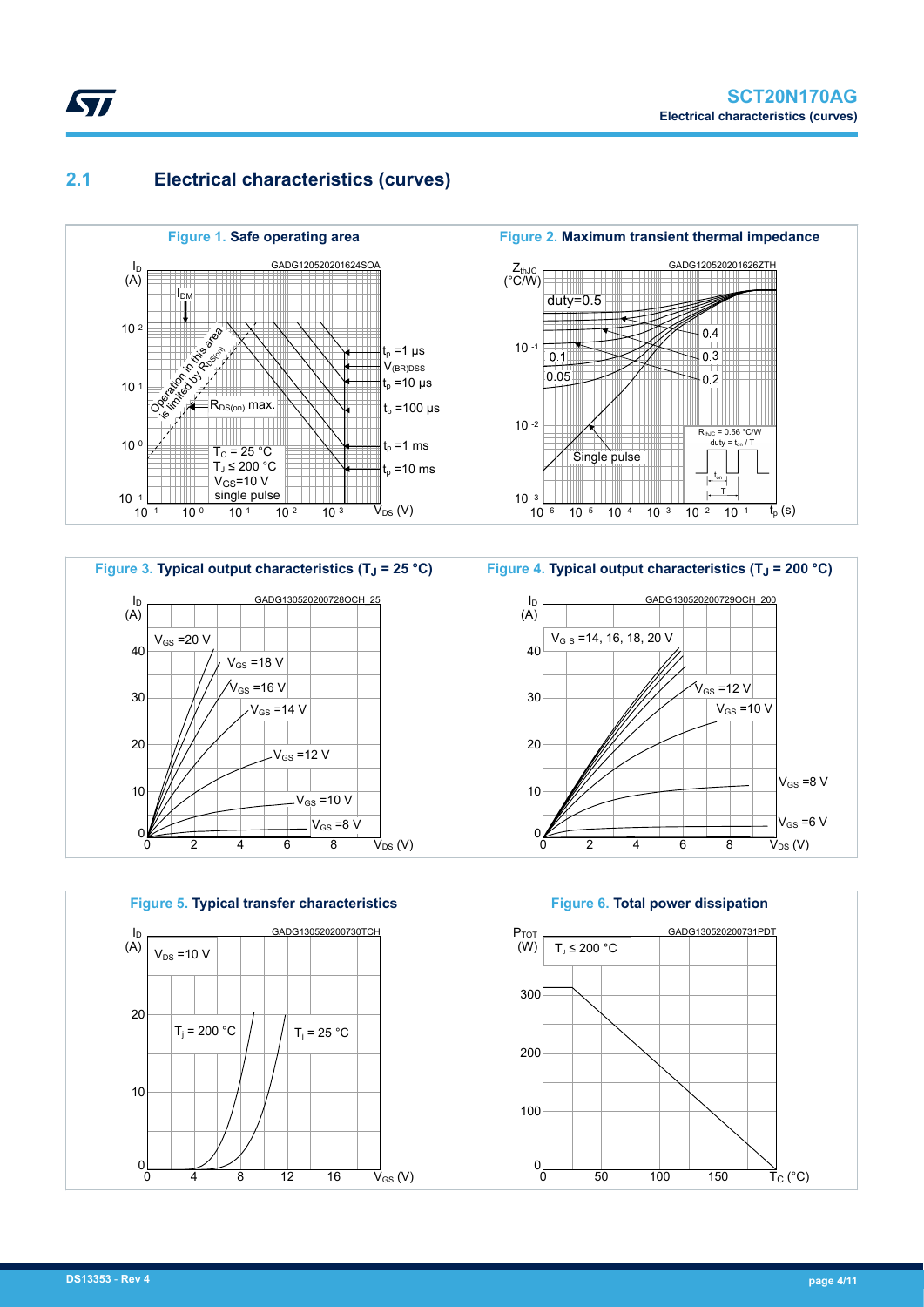## 2.1 Electrical characteristics (curves)

**Figure 1. Safe operating area**

**Figure 2. Maximum transient thermal impedance**

**Figure 3. Typical output characteristics ($T_J$ = 25 °C)**

**Figure 4. Typical output characteristics ($T_J$ = 200 °C)**

**Figure 5. Typical transfer characteristics**

**Figure 6. Total power dissipation**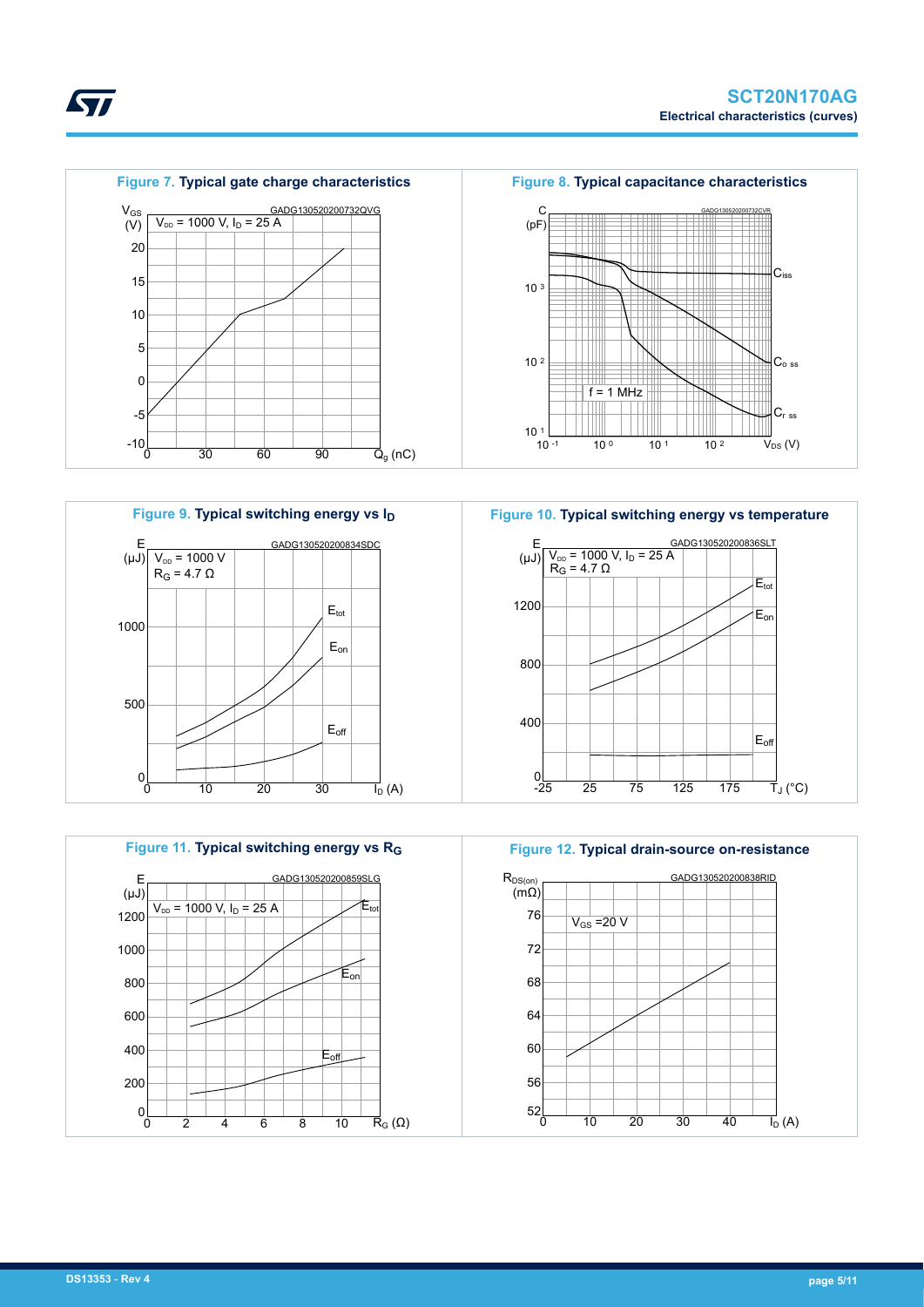**Figure 7. Typical gate charge characteristics**

GADG130520200732QVG

$V_{DD}$ = 1000 V, $I_D$ = 25 A

**Figure 8. Typical capacitance characteristics**

GADG130520200732CVR

f = 1 MHz

**Figure 9. Typical switching energy vs $I_D$**

GADG130520200834SDC

$V_{DD}$ = 1000 V
$R_G$ = 4.7 Ω

**Figure 10. Typical switching energy vs temperature**

GADG130520200836SLT

$V_{DD}$ = 1000 V, $I_D$ = 25 A
$R_G$ = 4.7 Ω

**Figure 11. Typical switching energy vs $R_G$**

GADG130520200859SLG

$V_{DD}$ = 1000 V, $I_D$ = 25 A

**Figure 12. Typical drain-source on-resistance**

GADG130520200838RID

$V_{GS}$ = 20 V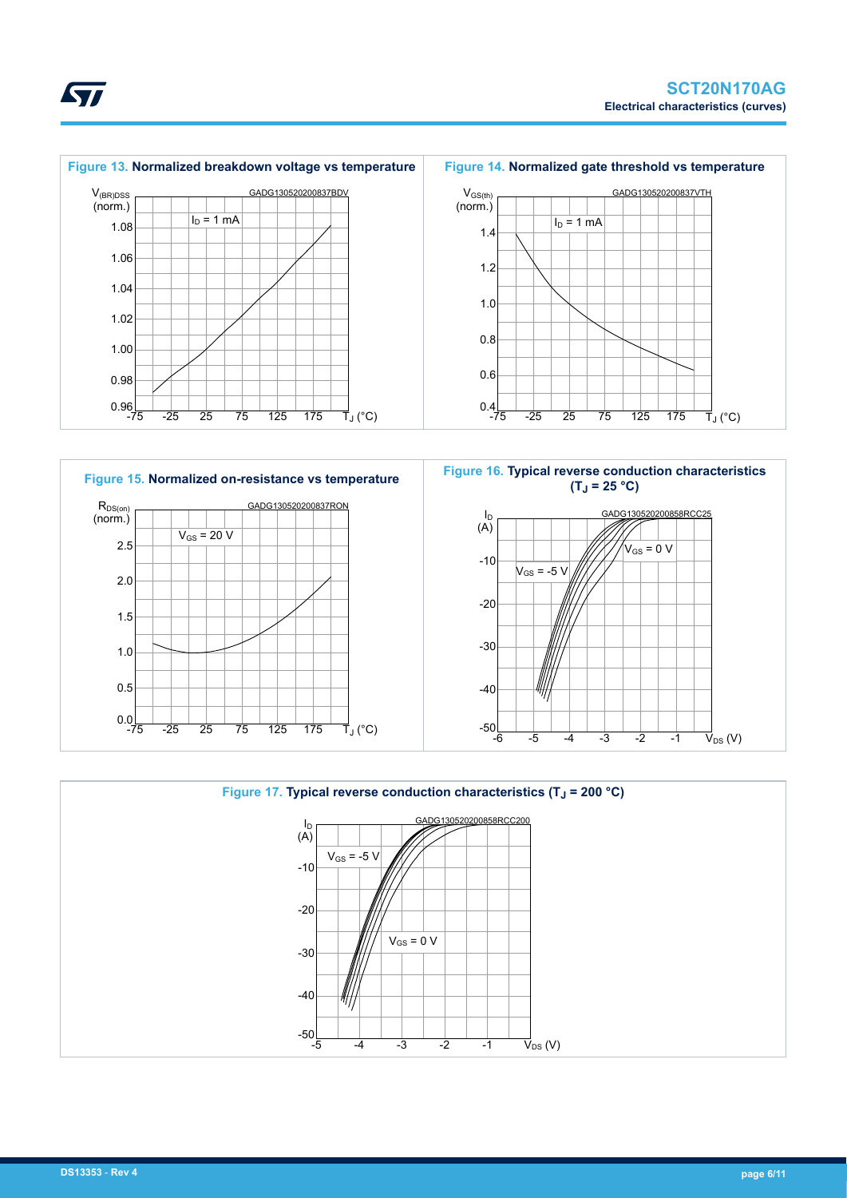**Figure 13. Normalized breakdown voltage vs temperature**

**Figure 14. Normalized gate threshold vs temperature**

**Figure 15. Normalized on-resistance vs temperature**

**Figure 16. Typical reverse conduction characteristics ($T_J$ = 25 °C)**

**Figure 17. Typical reverse conduction characteristics ($T_J$ = 200 °C)**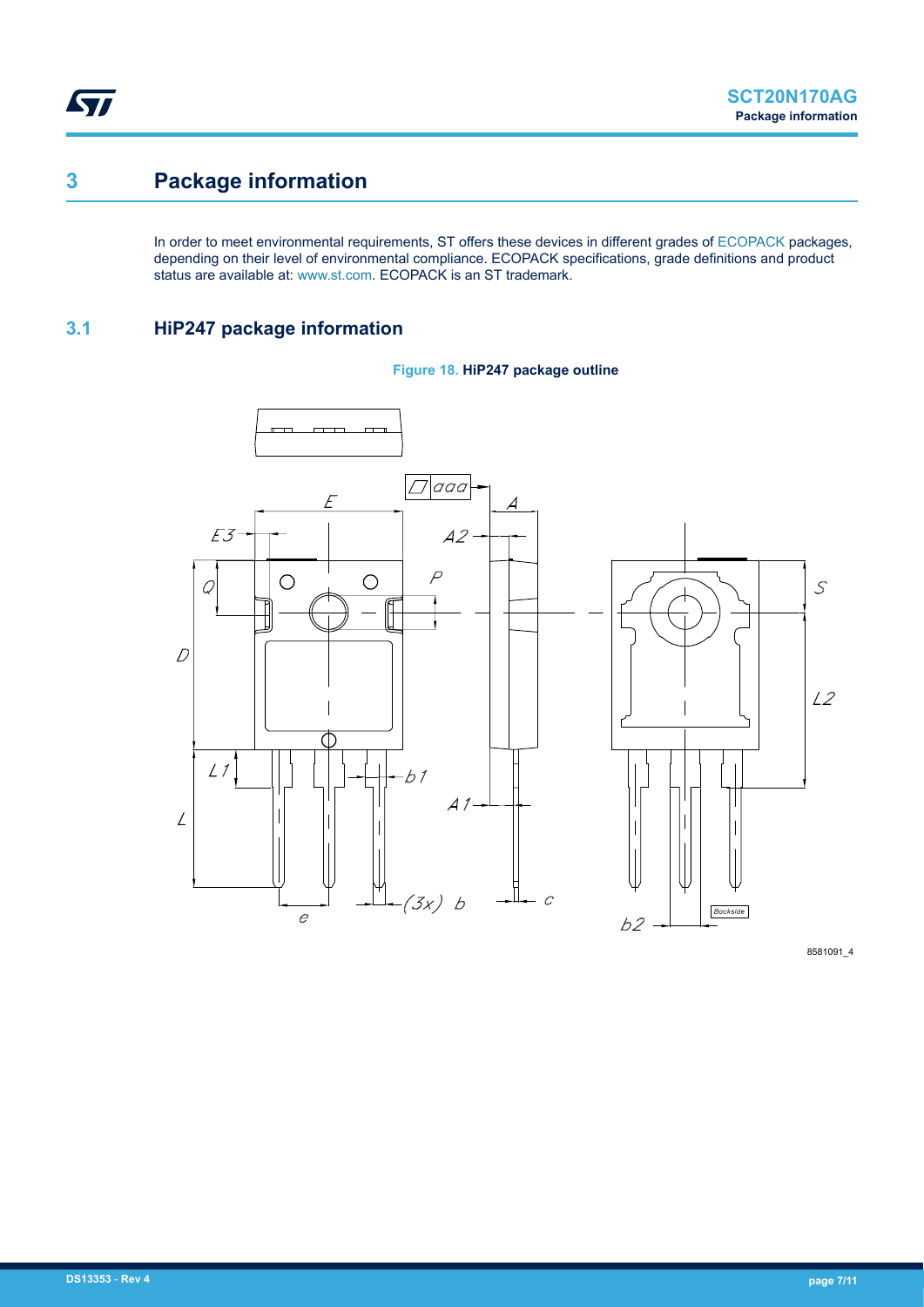# 3 Package information

In order to meet environmental requirements, ST offers these devices in different grades of ECOPACK packages, depending on their level of environmental compliance. ECOPACK specifications, grade definitions and product status are available at: www.st.com. ECOPACK is an ST trademark.

## 3.1 HiP247 package information

Figure 18. HiP247 package outline

8581091_4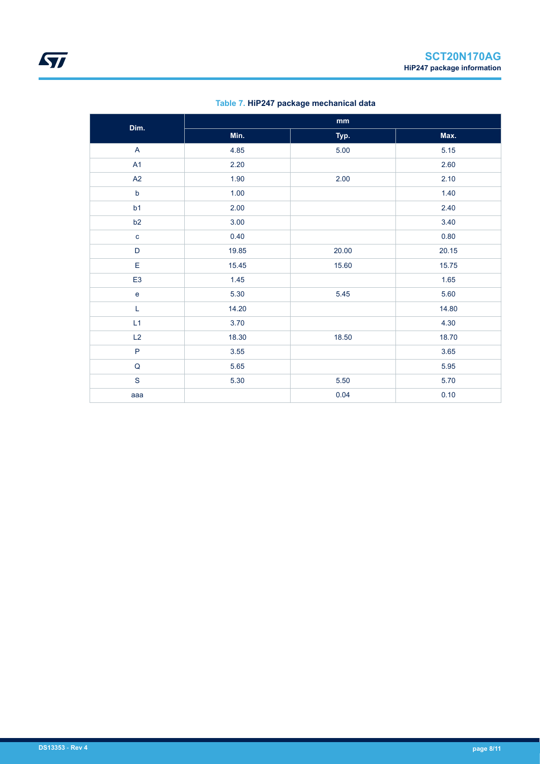**Table 7. HiP247 package mechanical data**

| Dim. | mm | | |
|---|---|---|---|
| | Min. | Typ. | Max. |
| A | 4.85 | 5.00 | 5.15 |
| A1 | 2.20 | | 2.60 |
| A2 | 1.90 | 2.00 | 2.10 |
| b | 1.00 | | 1.40 |
| b1 | 2.00 | | 2.40 |
| b2 | 3.00 | | 3.40 |
| c | 0.40 | | 0.80 |
| D | 19.85 | 20.00 | 20.15 |
| E | 15.45 | 15.60 | 15.75 |
| E3 | 1.45 | | 1.65 |
| e | 5.30 | 5.45 | 5.60 |
| L | 14.20 | | 14.80 |
| L1 | 3.70 | | 4.30 |
| L2 | 18.30 | 18.50 | 18.70 |
| P | 3.55 | | 3.65 |
| Q | 5.65 | | 5.95 |
| S | 5.30 | 5.50 | 5.70 |
| aaa | | 0.04 | 0.10 |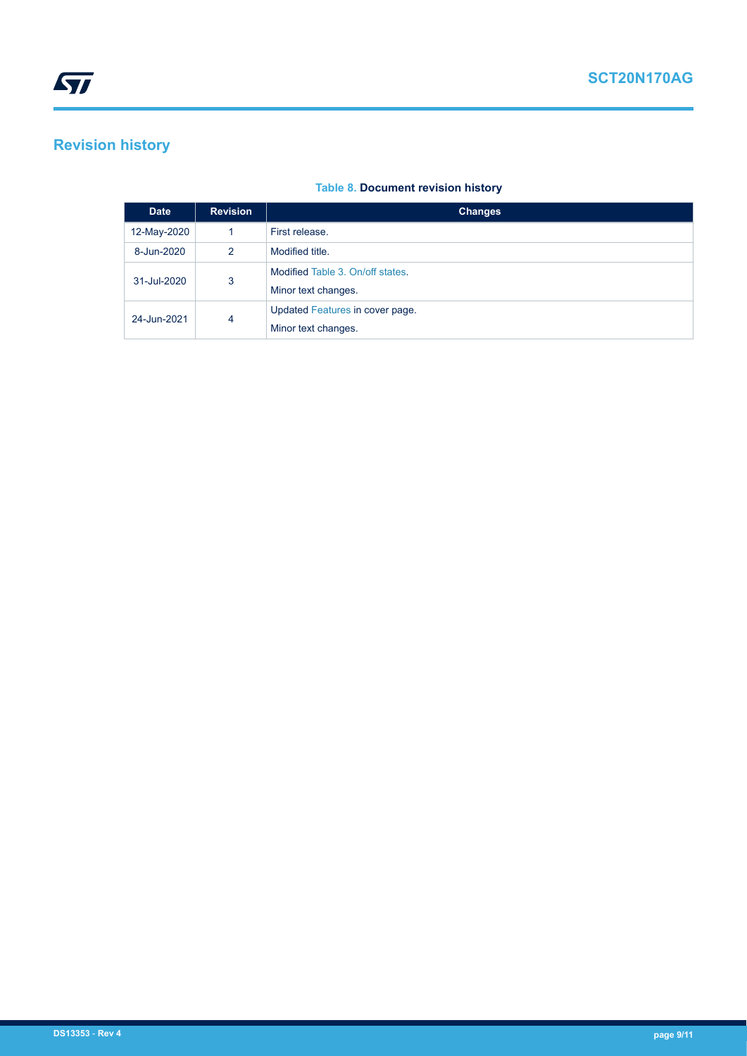## Revision history

**Table 8. Document revision history**

| Date | Revision | Changes |
| --- | --- | --- |
| 12-May-2020 | 1 | First release. |
| 8-Jun-2020 | 2 | Modified title. |
| 31-Jul-2020 | 3 | Modified Table 3. On/off states.<br>Minor text changes. |
| 24-Jun-2021 | 4 | Updated Features in cover page.<br>Minor text changes. |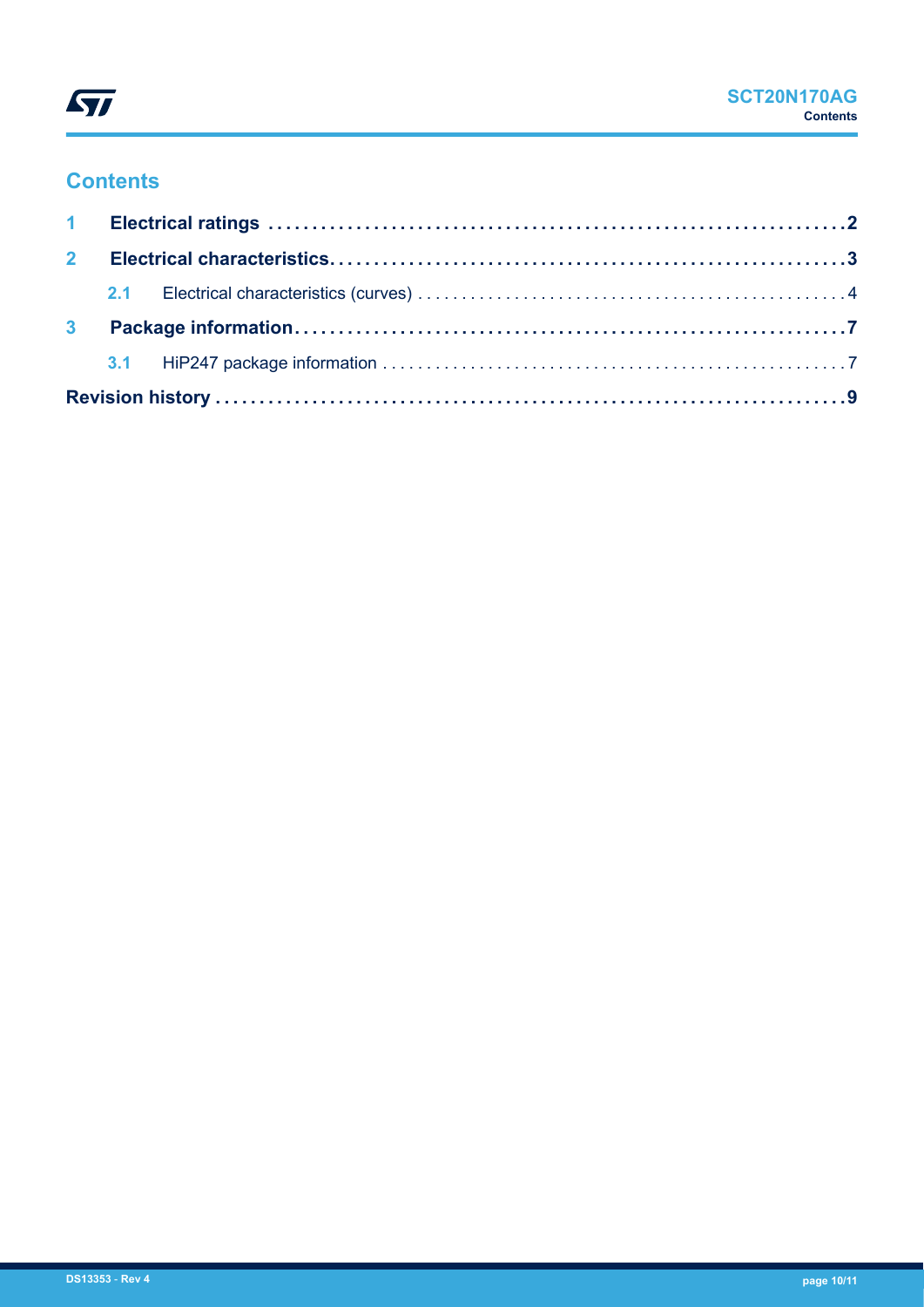## Contents

| | | |
|---|---|---|
| **1** | **Electrical ratings** | **2** |
| **2** | **Electrical characteristics** | **3** |
| 2.1 | Electrical characteristics (curves) | 4 |
| **3** | **Package information** | **7** |
| 3.1 | HiP247 package information | 7 |
| **Revision history** | | **9** |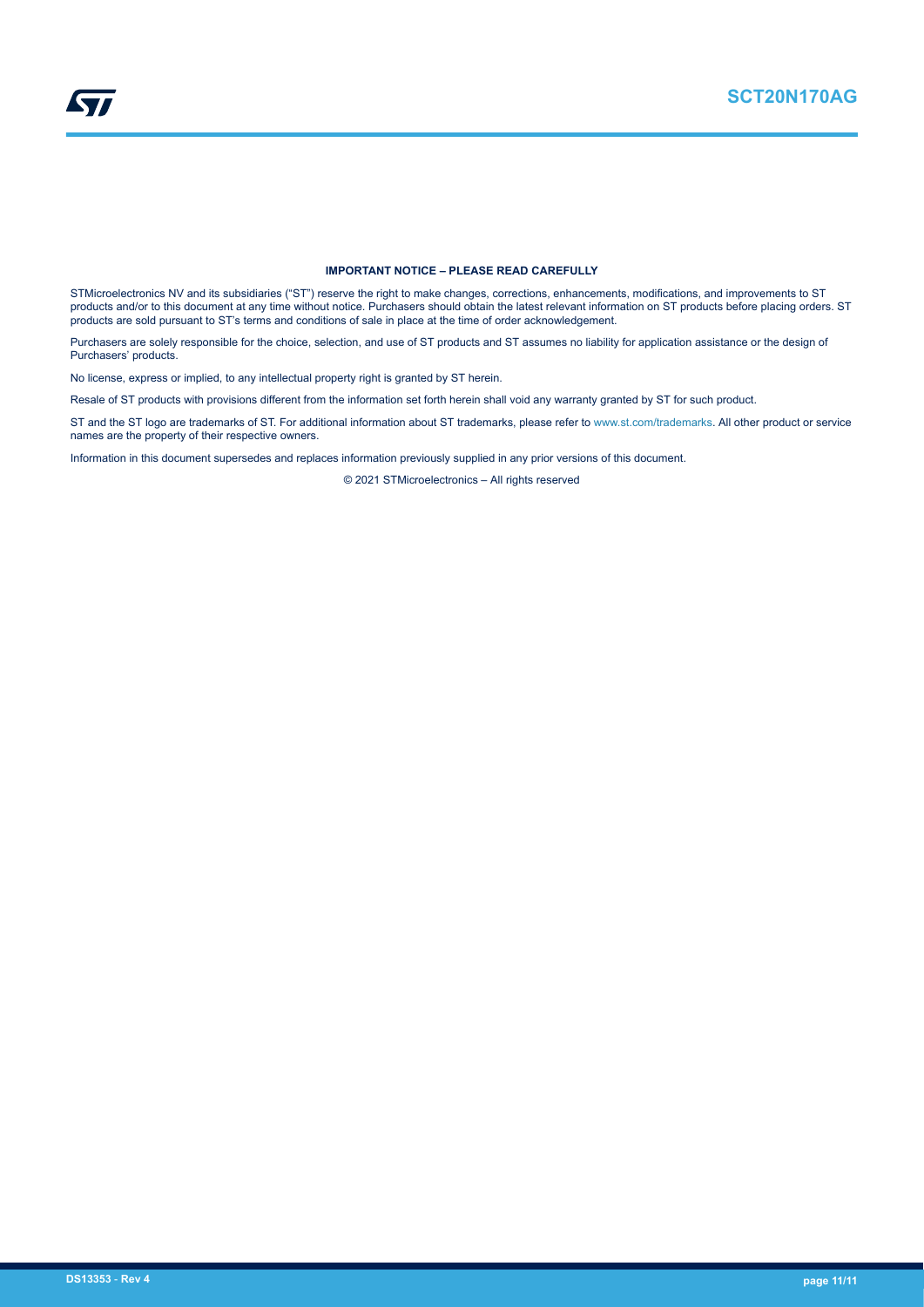**IMPORTANT NOTICE – PLEASE READ CAREFULLY**

STMicroelectronics NV and its subsidiaries ("ST") reserve the right to make changes, corrections, enhancements, modifications, and improvements to ST products and/or to this document at any time without notice. Purchasers should obtain the latest relevant information on ST products before placing orders. ST products are sold pursuant to ST's terms and conditions of sale in place at the time of order acknowledgement.

Purchasers are solely responsible for the choice, selection, and use of ST products and ST assumes no liability for application assistance or the design of Purchasers' products.

No license, express or implied, to any intellectual property right is granted by ST herein.

Resale of ST products with provisions different from the information set forth herein shall void any warranty granted by ST for such product.

ST and the ST logo are trademarks of ST. For additional information about ST trademarks, please refer to www.st.com/trademarks. All other product or service names are the property of their respective owners.

Information in this document supersedes and replaces information previously supplied in any prior versions of this document.

© 2021 STMicroelectronics – All rights reserved